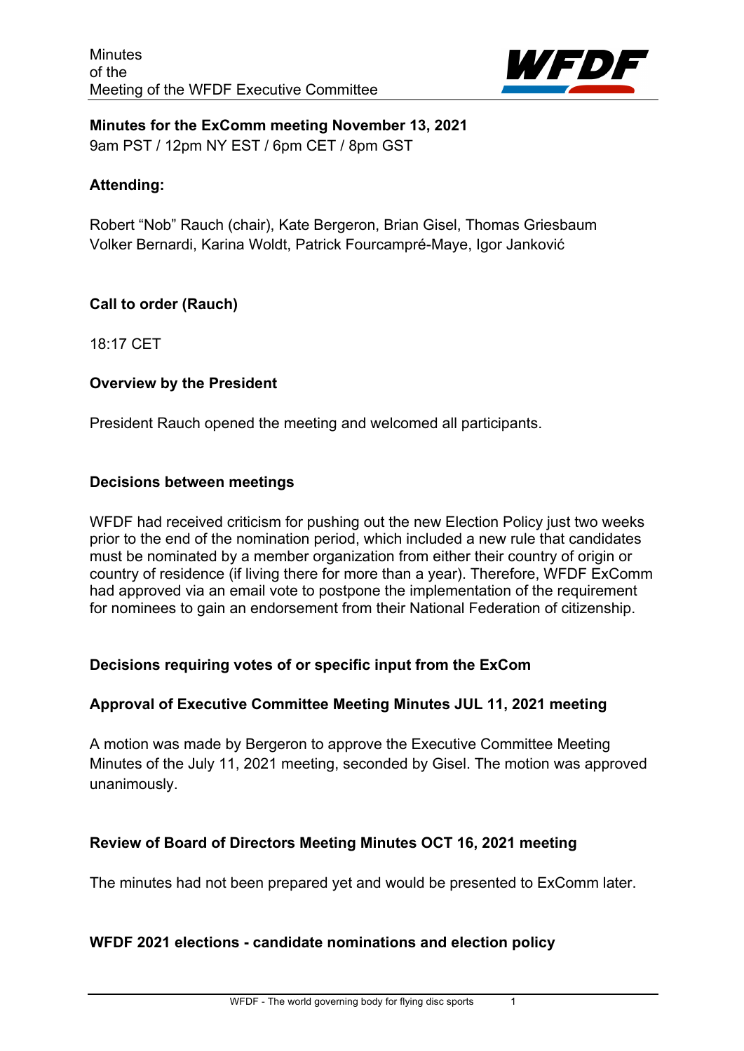Minutes
of the
Meeting of the WFDF Executive Committee

**Minutes for the ExComm meeting November 13, 2021**
9am PST / 12pm NY EST / 6pm CET / 8pm GST

**Attending:**

Robert "Nob" Rauch (chair), Kate Bergeron, Brian Gisel, Thomas Griesbaum
Volker Bernardi, Karina Woldt, Patrick Fourcampré-Maye, Igor Janković

**Call to order (Rauch)**

18:17 CET

**Overview by the President**

President Rauch opened the meeting and welcomed all participants.

**Decisions between meetings**

WFDF had received criticism for pushing out the new Election Policy just two weeks prior to the end of the nomination period, which included a new rule that candidates must be nominated by a member organization from either their country of origin or country of residence (if living there for more than a year). Therefore, WFDF ExComm had approved via an email vote to postpone the implementation of the requirement for nominees to gain an endorsement from their National Federation of citizenship.

**Decisions requiring votes of or specific input from the ExCom**

**Approval of Executive Committee Meeting Minutes JUL 11, 2021 meeting**

A motion was made by Bergeron to approve the Executive Committee Meeting Minutes of the July 11, 2021 meeting, seconded by Gisel. The motion was approved unanimously.

**Review of Board of Directors Meeting Minutes OCT 16, 2021 meeting**

The minutes had not been prepared yet and would be presented to ExComm later.

**WFDF 2021 elections - candidate nominations and election policy**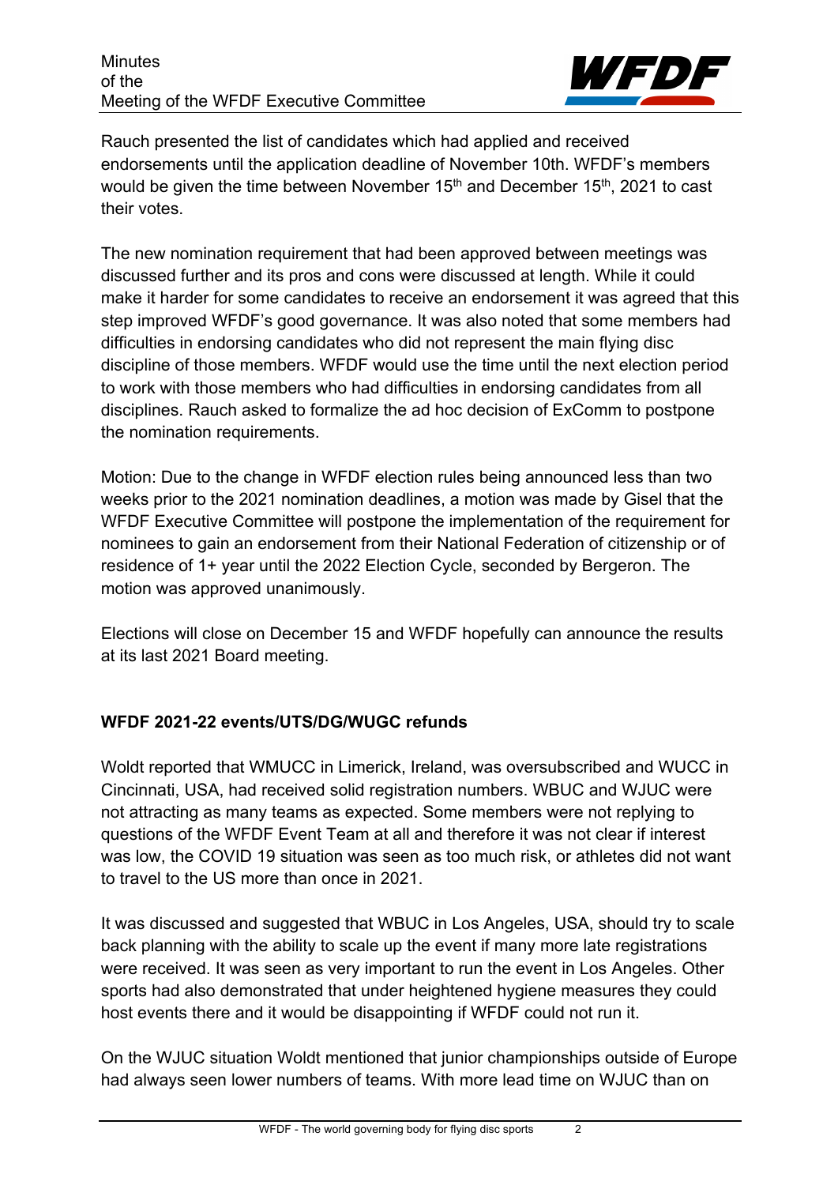Rauch presented the list of candidates which had applied and received endorsements until the application deadline of November 10th. WFDF's members would be given the time between November 15th and December 15th, 2021 to cast their votes.

The new nomination requirement that had been approved between meetings was discussed further and its pros and cons were discussed at length. While it could make it harder for some candidates to receive an endorsement it was agreed that this step improved WFDF's good governance. It was also noted that some members had difficulties in endorsing candidates who did not represent the main flying disc discipline of those members. WFDF would use the time until the next election period to work with those members who had difficulties in endorsing candidates from all disciplines. Rauch asked to formalize the ad hoc decision of ExComm to postpone the nomination requirements.

Motion: Due to the change in WFDF election rules being announced less than two weeks prior to the 2021 nomination deadlines, a motion was made by Gisel that the WFDF Executive Committee will postpone the implementation of the requirement for nominees to gain an endorsement from their National Federation of citizenship or of residence of 1+ year until the 2022 Election Cycle, seconded by Bergeron. The motion was approved unanimously.

Elections will close on December 15 and WFDF hopefully can announce the results at its last 2021 Board meeting.

**WFDF 2021-22 events/UTS/DG/WUGC refunds**

Woldt reported that WMUCC in Limerick, Ireland, was oversubscribed and WUCC in Cincinnati, USA, had received solid registration numbers. WBUC and WJUC were not attracting as many teams as expected. Some members were not replying to questions of the WFDF Event Team at all and therefore it was not clear if interest was low, the COVID 19 situation was seen as too much risk, or athletes did not want to travel to the US more than once in 2021.

It was discussed and suggested that WBUC in Los Angeles, USA, should try to scale back planning with the ability to scale up the event if many more late registrations were received. It was seen as very important to run the event in Los Angeles. Other sports had also demonstrated that under heightened hygiene measures they could host events there and it would be disappointing if WFDF could not run it.

On the WJUC situation Woldt mentioned that junior championships outside of Europe had always seen lower numbers of teams. With more lead time on WJUC than on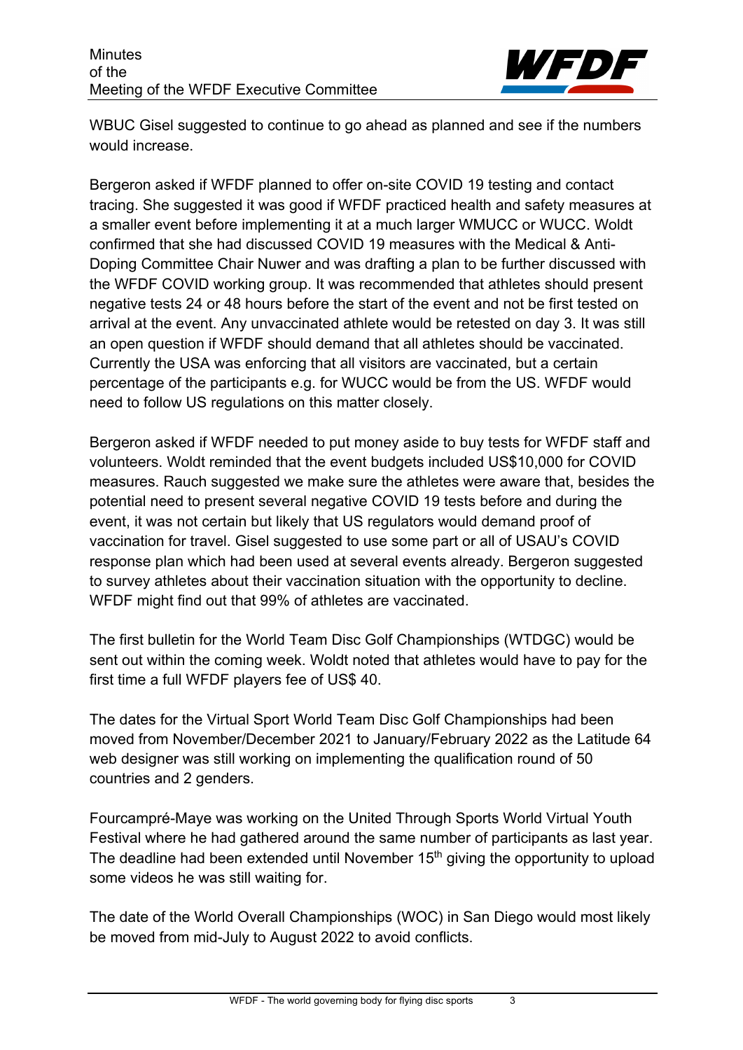WBUC Gisel suggested to continue to go ahead as planned and see if the numbers would increase.

Bergeron asked if WFDF planned to offer on-site COVID 19 testing and contact tracing. She suggested it was good if WFDF practiced health and safety measures at a smaller event before implementing it at a much larger WMUCC or WUCC. Woldt confirmed that she had discussed COVID 19 measures with the Medical & Anti-Doping Committee Chair Nuwer and was drafting a plan to be further discussed with the WFDF COVID working group. It was recommended that athletes should present negative tests 24 or 48 hours before the start of the event and not be first tested on arrival at the event. Any unvaccinated athlete would be retested on day 3. It was still an open question if WFDF should demand that all athletes should be vaccinated. Currently the USA was enforcing that all visitors are vaccinated, but a certain percentage of the participants e.g. for WUCC would be from the US. WFDF would need to follow US regulations on this matter closely.

Bergeron asked if WFDF needed to put money aside to buy tests for WFDF staff and volunteers. Woldt reminded that the event budgets included US$10,000 for COVID measures. Rauch suggested we make sure the athletes were aware that, besides the potential need to present several negative COVID 19 tests before and during the event, it was not certain but likely that US regulators would demand proof of vaccination for travel. Gisel suggested to use some part or all of USAU's COVID response plan which had been used at several events already. Bergeron suggested to survey athletes about their vaccination situation with the opportunity to decline. WFDF might find out that 99% of athletes are vaccinated.

The first bulletin for the World Team Disc Golf Championships (WTDGC) would be sent out within the coming week. Woldt noted that athletes would have to pay for the first time a full WFDF players fee of US$ 40.

The dates for the Virtual Sport World Team Disc Golf Championships had been moved from November/December 2021 to January/February 2022 as the Latitude 64 web designer was still working on implementing the qualification round of 50 countries and 2 genders.

Fourcampré-Maye was working on the United Through Sports World Virtual Youth Festival where he had gathered around the same number of participants as last year. The deadline had been extended until November 15th giving the opportunity to upload some videos he was still waiting for.

The date of the World Overall Championships (WOC) in San Diego would most likely be moved from mid-July to August 2022 to avoid conflicts.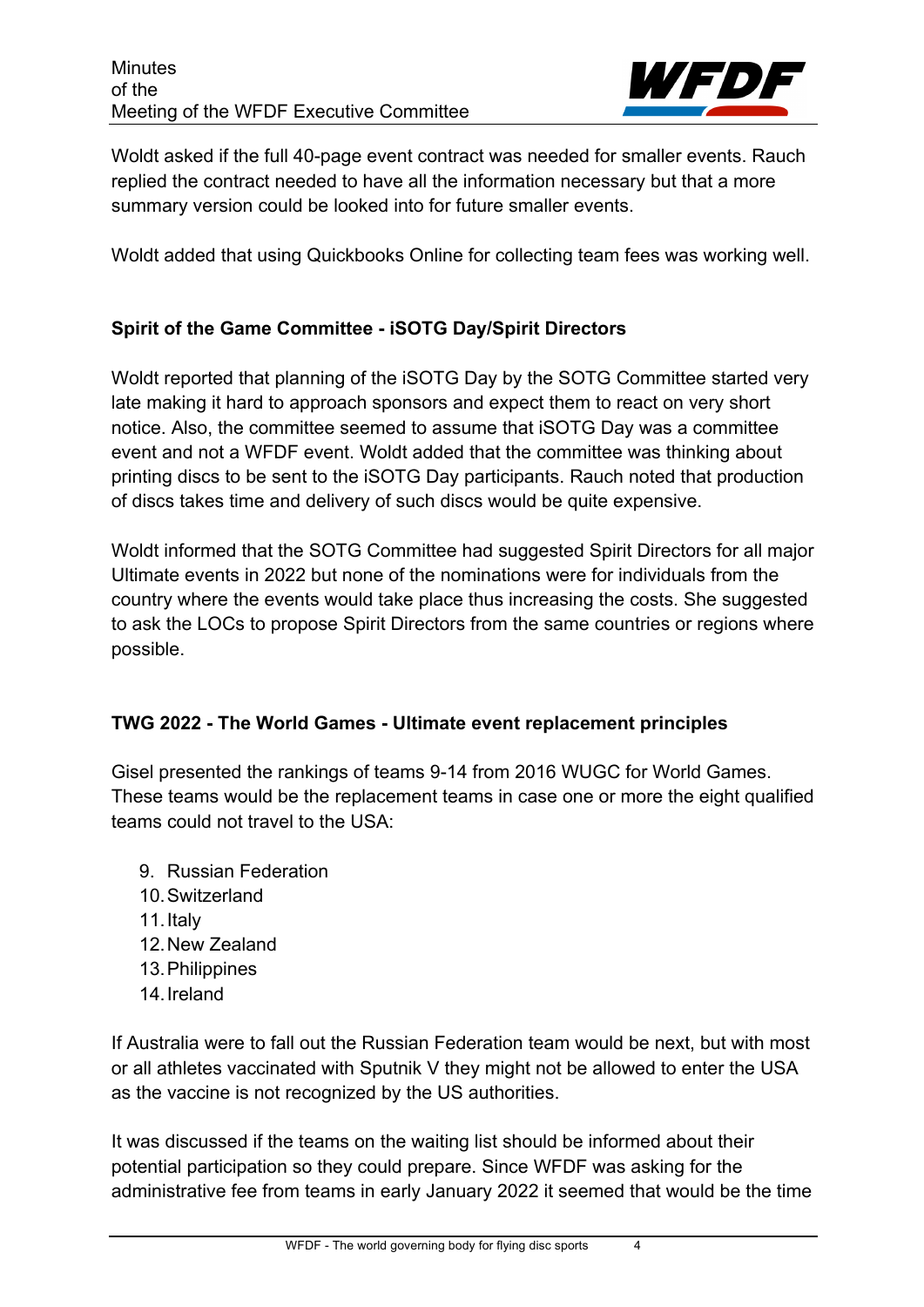Woldt asked if the full 40-page event contract was needed for smaller events. Rauch replied the contract needed to have all the information necessary but that a more summary version could be looked into for future smaller events.

Woldt added that using Quickbooks Online for collecting team fees was working well.

### Spirit of the Game Committee - iSOTG Day/Spirit Directors

Woldt reported that planning of the iSOTG Day by the SOTG Committee started very late making it hard to approach sponsors and expect them to react on very short notice. Also, the committee seemed to assume that iSOTG Day was a committee event and not a WFDF event. Woldt added that the committee was thinking about printing discs to be sent to the iSOTG Day participants. Rauch noted that production of discs takes time and delivery of such discs would be quite expensive.

Woldt informed that the SOTG Committee had suggested Spirit Directors for all major Ultimate events in 2022 but none of the nominations were for individuals from the country where the events would take place thus increasing the costs. She suggested to ask the LOCs to propose Spirit Directors from the same countries or regions where possible.

### TWG 2022 - The World Games - Ultimate event replacement principles

Gisel presented the rankings of teams 9-14 from 2016 WUGC for World Games. These teams would be the replacement teams in case one or more the eight qualified teams could not travel to the USA:

9. Russian Federation
10. Switzerland
11. Italy
12. New Zealand
13. Philippines
14. Ireland

If Australia were to fall out the Russian Federation team would be next, but with most or all athletes vaccinated with Sputnik V they might not be allowed to enter the USA as the vaccine is not recognized by the US authorities.

It was discussed if the teams on the waiting list should be informed about their potential participation so they could prepare. Since WFDF was asking for the administrative fee from teams in early January 2022 it seemed that would be the time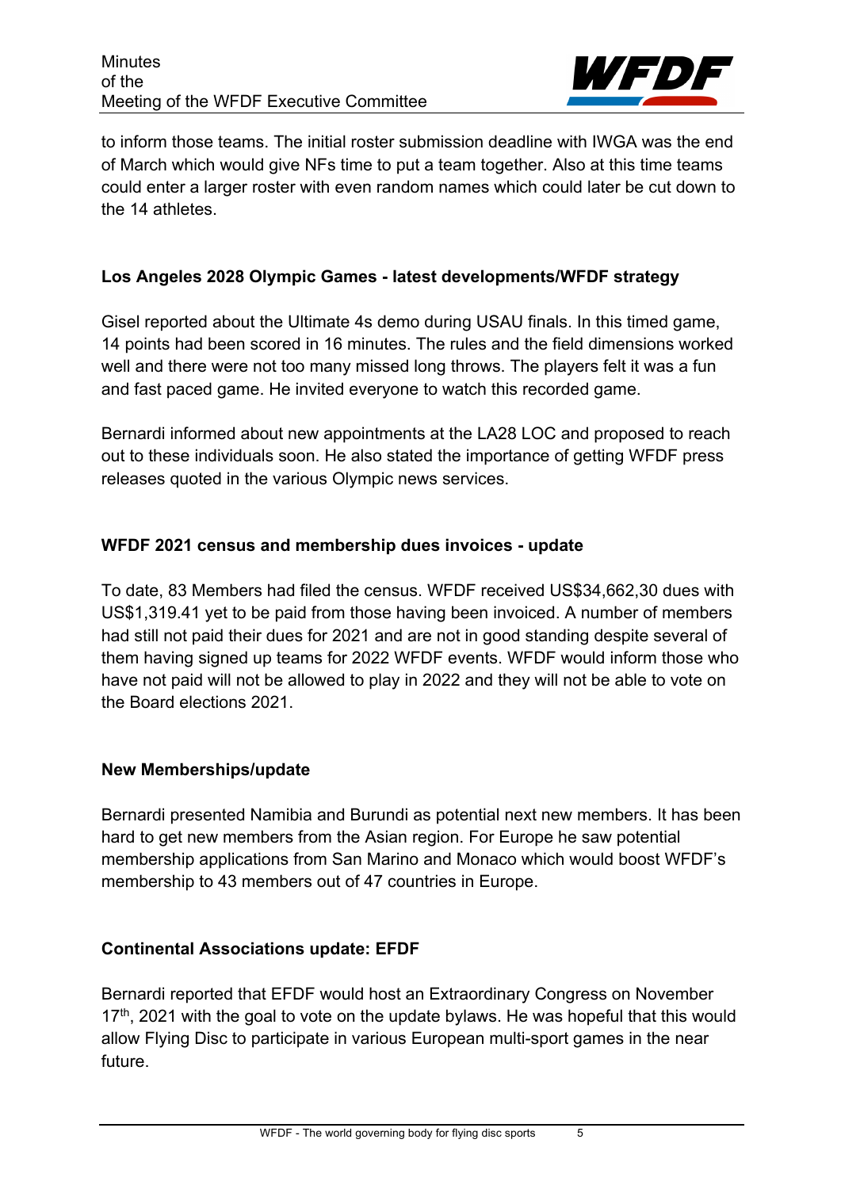to inform those teams. The initial roster submission deadline with IWGA was the end of March which would give NFs time to put a team together. Also at this time teams could enter a larger roster with even random names which could later be cut down to the 14 athletes.

**Los Angeles 2028 Olympic Games - latest developments/WFDF strategy**

Gisel reported about the Ultimate 4s demo during USAU finals. In this timed game, 14 points had been scored in 16 minutes. The rules and the field dimensions worked well and there were not too many missed long throws. The players felt it was a fun and fast paced game. He invited everyone to watch this recorded game.

Bernardi informed about new appointments at the LA28 LOC and proposed to reach out to these individuals soon. He also stated the importance of getting WFDF press releases quoted in the various Olympic news services.

**WFDF 2021 census and membership dues invoices - update**

To date, 83 Members had filed the census. WFDF received US$34,662,30 dues with US$1,319.41 yet to be paid from those having been invoiced. A number of members had still not paid their dues for 2021 and are not in good standing despite several of them having signed up teams for 2022 WFDF events. WFDF would inform those who have not paid will not be allowed to play in 2022 and they will not be able to vote on the Board elections 2021.

**New Memberships/update**

Bernardi presented Namibia and Burundi as potential next new members. It has been hard to get new members from the Asian region. For Europe he saw potential membership applications from San Marino and Monaco which would boost WFDF's membership to 43 members out of 47 countries in Europe.

**Continental Associations update: EFDF**

Bernardi reported that EFDF would host an Extraordinary Congress on November 17th, 2021 with the goal to vote on the update bylaws. He was hopeful that this would allow Flying Disc to participate in various European multi-sport games in the near future.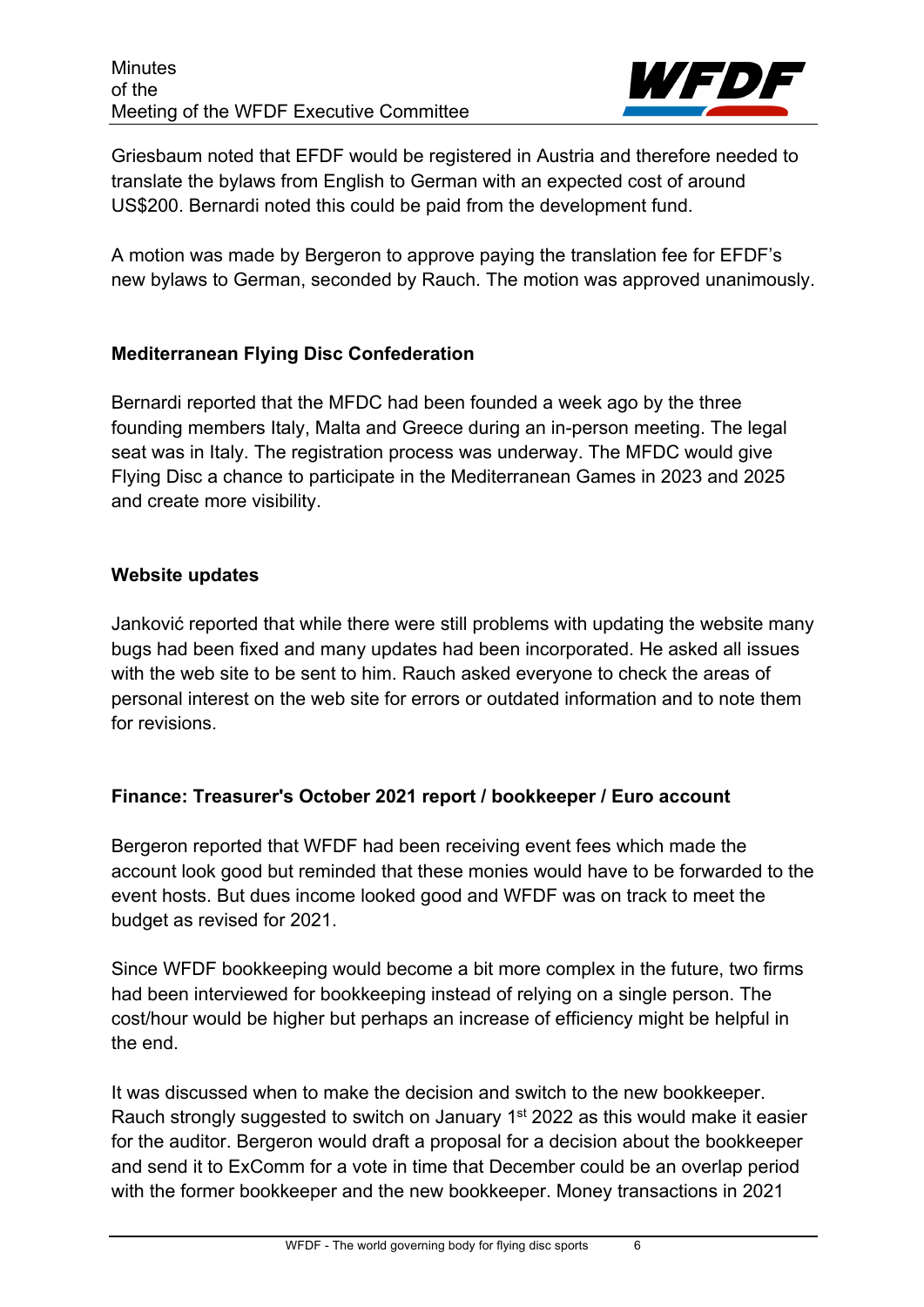Griesbaum noted that EFDF would be registered in Austria and therefore needed to translate the bylaws from English to German with an expected cost of around US$200. Bernardi noted this could be paid from the development fund.

A motion was made by Bergeron to approve paying the translation fee for EFDF's new bylaws to German, seconded by Rauch. The motion was approved unanimously.

### Mediterranean Flying Disc Confederation

Bernardi reported that the MFDC had been founded a week ago by the three founding members Italy, Malta and Greece during an in-person meeting. The legal seat was in Italy. The registration process was underway. The MFDC would give Flying Disc a chance to participate in the Mediterranean Games in 2023 and 2025 and create more visibility.

### Website updates

Janković reported that while there were still problems with updating the website many bugs had been fixed and many updates had been incorporated. He asked all issues with the web site to be sent to him. Rauch asked everyone to check the areas of personal interest on the web site for errors or outdated information and to note them for revisions.

### Finance: Treasurer's October 2021 report / bookkeeper / Euro account

Bergeron reported that WFDF had been receiving event fees which made the account look good but reminded that these monies would have to be forwarded to the event hosts. But dues income looked good and WFDF was on track to meet the budget as revised for 2021.

Since WFDF bookkeeping would become a bit more complex in the future, two firms had been interviewed for bookkeeping instead of relying on a single person. The cost/hour would be higher but perhaps an increase of efficiency might be helpful in the end.

It was discussed when to make the decision and switch to the new bookkeeper. Rauch strongly suggested to switch on January 1st 2022 as this would make it easier for the auditor. Bergeron would draft a proposal for a decision about the bookkeeper and send it to ExComm for a vote in time that December could be an overlap period with the former bookkeeper and the new bookkeeper. Money transactions in 2021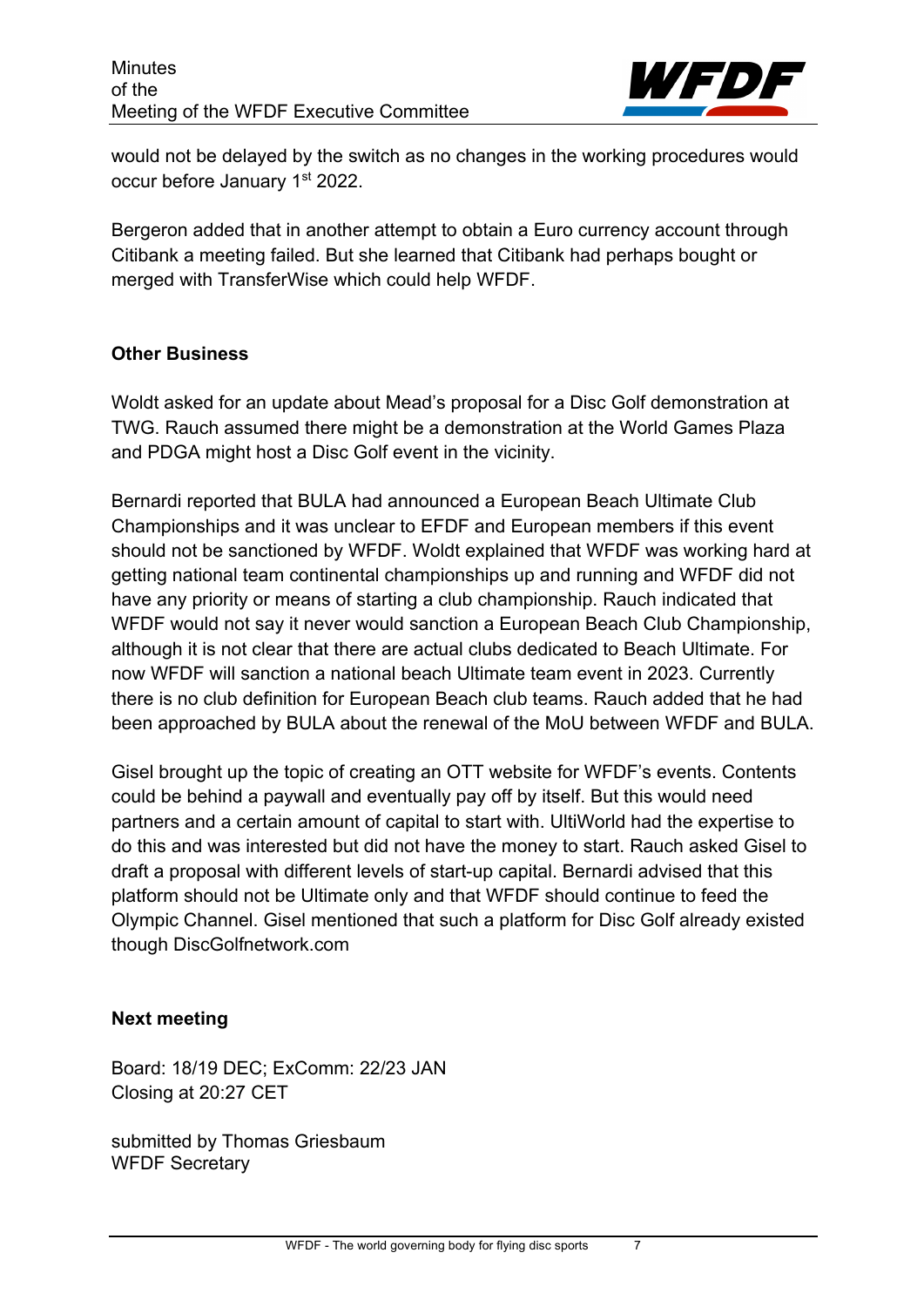would not be delayed by the switch as no changes in the working procedures would occur before January 1st 2022.

Bergeron added that in another attempt to obtain a Euro currency account through Citibank a meeting failed. But she learned that Citibank had perhaps bought or merged with TransferWise which could help WFDF.

**Other Business**

Woldt asked for an update about Mead's proposal for a Disc Golf demonstration at TWG. Rauch assumed there might be a demonstration at the World Games Plaza and PDGA might host a Disc Golf event in the vicinity.

Bernardi reported that BULA had announced a European Beach Ultimate Club Championships and it was unclear to EFDF and European members if this event should not be sanctioned by WFDF. Woldt explained that WFDF was working hard at getting national team continental championships up and running and WFDF did not have any priority or means of starting a club championship. Rauch indicated that WFDF would not say it never would sanction a European Beach Club Championship, although it is not clear that there are actual clubs dedicated to Beach Ultimate. For now WFDF will sanction a national beach Ultimate team event in 2023. Currently there is no club definition for European Beach club teams. Rauch added that he had been approached by BULA about the renewal of the MoU between WFDF and BULA.

Gisel brought up the topic of creating an OTT website for WFDF's events. Contents could be behind a paywall and eventually pay off by itself. But this would need partners and a certain amount of capital to start with. UltiWorld had the expertise to do this and was interested but did not have the money to start. Rauch asked Gisel to draft a proposal with different levels of start-up capital. Bernardi advised that this platform should not be Ultimate only and that WFDF should continue to feed the Olympic Channel. Gisel mentioned that such a platform for Disc Golf already existed though DiscGolfnetwork.com

**Next meeting**

Board: 18/19 DEC; ExComm: 22/23 JAN
Closing at 20:27 CET

submitted by Thomas Griesbaum
WFDF Secretary